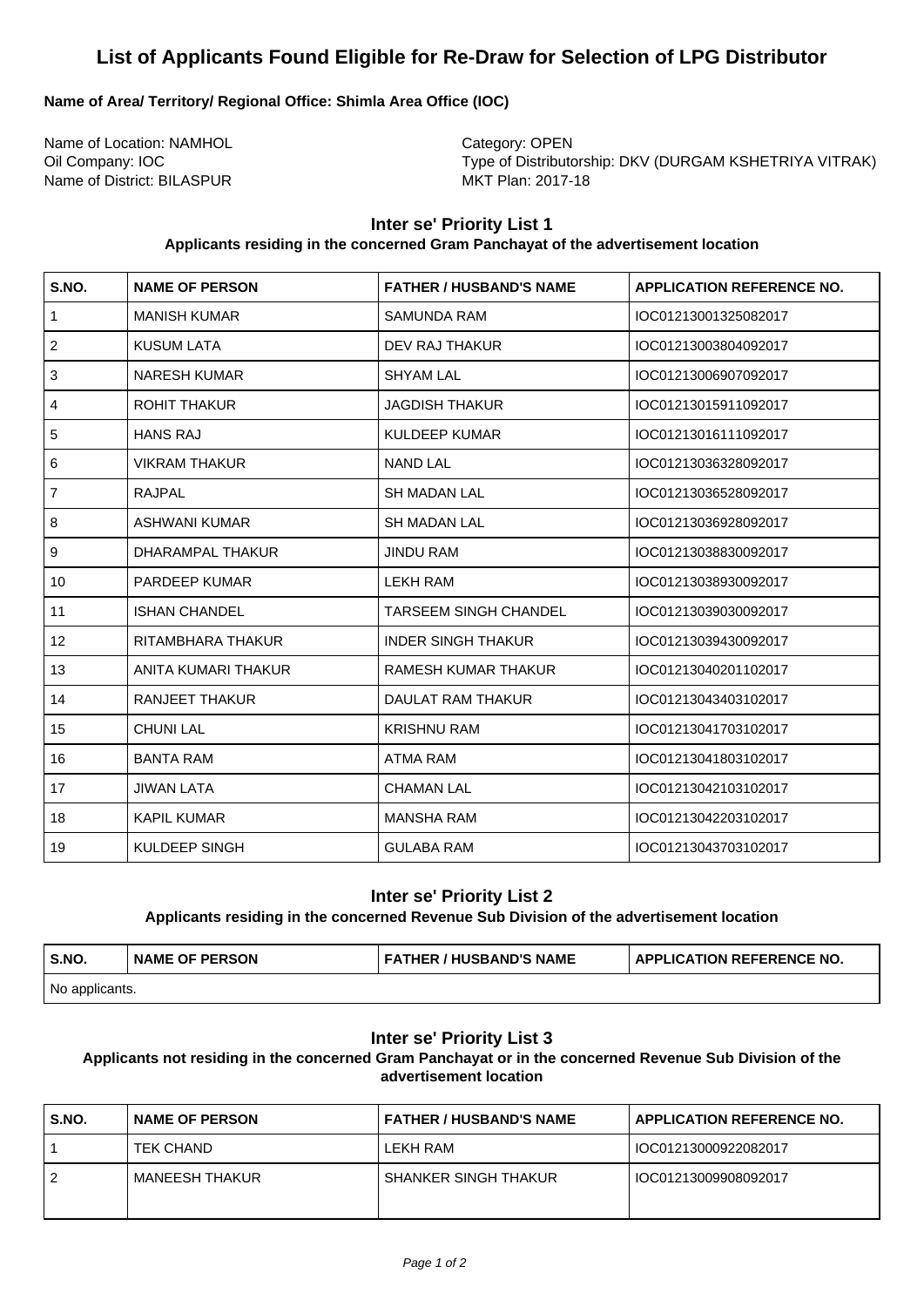# List of Applicants Found Eligible for Re-Draw for Selection of LPG Distributor

**Name of Area/ Territory/ Regional Office: Shimla Area Office (IOC)**

Name of Location: NAMHOL
Oil Company: IOC
Name of District: BILASPUR

Category: OPEN
Type of Distributorship: DKV (DURGAM KSHETRIYA VITRAK)
MKT Plan: 2017-18

## Inter se' Priority List 1

**Applicants residing in the concerned Gram Panchayat of the advertisement location**

| S.NO. | NAME OF PERSON | FATHER / HUSBAND'S NAME | APPLICATION REFERENCE NO. |
|---|---|---|---|
| 1 | MANISH KUMAR | SAMUNDA RAM | IOC01213001325082017 |
| 2 | KUSUM LATA | DEV RAJ THAKUR | IOC01213003804092017 |
| 3 | NARESH KUMAR | SHYAM LAL | IOC01213006907092017 |
| 4 | ROHIT THAKUR | JAGDISH THAKUR | IOC01213015911092017 |
| 5 | HANS RAJ | KULDEEP KUMAR | IOC01213016111092017 |
| 6 | VIKRAM THAKUR | NAND LAL | IOC01213036328092017 |
| 7 | RAJPAL | SH MADAN LAL | IOC01213036528092017 |
| 8 | ASHWANI KUMAR | SH MADAN LAL | IOC01213036928092017 |
| 9 | DHARAMPAL THAKUR | JINDU RAM | IOC01213038830092017 |
| 10 | PARDEEP KUMAR | LEKH RAM | IOC01213038930092017 |
| 11 | ISHAN CHANDEL | TARSEEM SINGH CHANDEL | IOC01213039030092017 |
| 12 | RITAMBHARA THAKUR | INDER SINGH THAKUR | IOC01213039430092017 |
| 13 | ANITA KUMARI THAKUR | RAMESH KUMAR THAKUR | IOC01213040201102017 |
| 14 | RANJEET THAKUR | DAULAT RAM THAKUR | IOC01213043403102017 |
| 15 | CHUNI LAL | KRISHNU RAM | IOC01213041703102017 |
| 16 | BANTA RAM | ATMA RAM | IOC01213041803102017 |
| 17 | JIWAN LATA | CHAMAN LAL | IOC01213042103102017 |
| 18 | KAPIL KUMAR | MANSHA RAM | IOC01213042203102017 |
| 19 | KULDEEP SINGH | GULABA RAM | IOC01213043703102017 |

## Inter se' Priority List 2

**Applicants residing in the concerned Revenue Sub Division of the advertisement location**

| S.NO. | NAME OF PERSON | FATHER / HUSBAND'S NAME | APPLICATION REFERENCE NO. |
|---|---|---|---|
| No applicants. | | | |

## Inter se' Priority List 3

**Applicants not residing in the concerned Gram Panchayat or in the concerned Revenue Sub Division of the advertisement location**

| S.NO. | NAME OF PERSON | FATHER / HUSBAND'S NAME | APPLICATION REFERENCE NO. |
|---|---|---|---|
| 1 | TEK CHAND | LEKH RAM | IOC01213000922082017 |
| 2 | MANEESH THAKUR | SHANKER SINGH THAKUR | IOC01213009908092017 |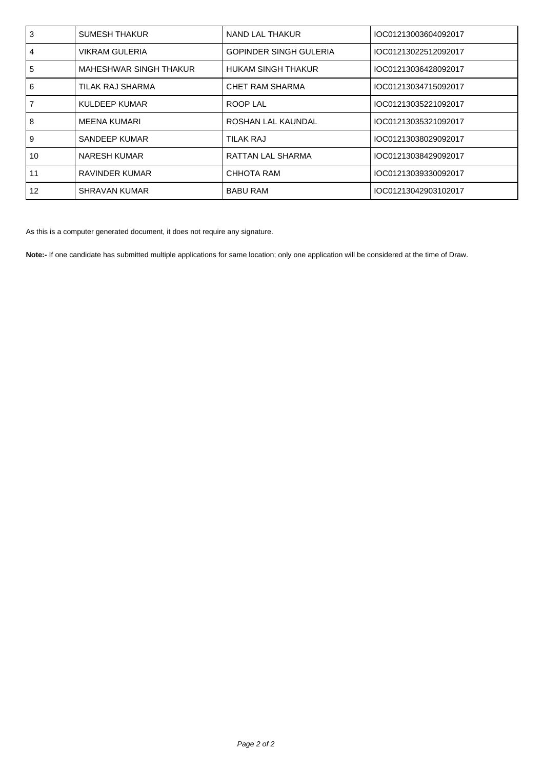| | | | |
|---|---|---|---|
| 3 | SUMESH THAKUR | NAND LAL THAKUR | IOC01213003604092017 |
| 4 | VIKRAM GULERIA | GOPINDER SINGH GULERIA | IOC01213022512092017 |
| 5 | MAHESHWAR SINGH THAKUR | HUKAM SINGH THAKUR | IOC01213036428092017 |
| 6 | TILAK RAJ SHARMA | CHET RAM SHARMA | IOC01213034715092017 |
| 7 | KULDEEP KUMAR | ROOP LAL | IOC01213035221092017 |
| 8 | MEENA KUMARI | ROSHAN LAL KAUNDAL | IOC01213035321092017 |
| 9 | SANDEEP KUMAR | TILAK RAJ | IOC01213038029092017 |
| 10 | NARESH KUMAR | RATTAN LAL SHARMA | IOC01213038429092017 |
| 11 | RAVINDER KUMAR | CHHOTA RAM | IOC01213039330092017 |
| 12 | SHRAVAN KUMAR | BABU RAM | IOC01213042903102017 |

As this is a computer generated document, it does not require any signature.

**Note:-** If one candidate has submitted multiple applications for same location; only one application will be considered at the time of Draw.